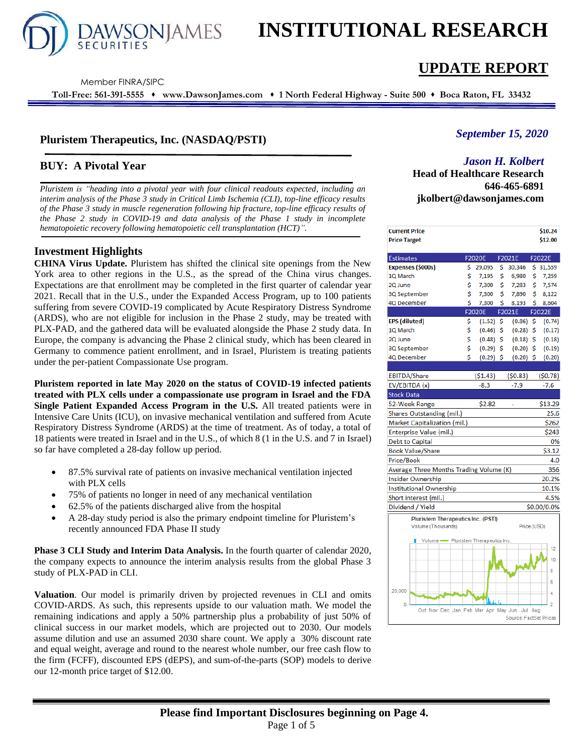# INSTITUTIONAL RESEARCH

## UPDATE REPORT

Member FINRA/SIPC

**Toll-Free: 561-391-5555 ♦ www.DawsonJames.com ♦ 1 North Federal Highway - Suite 500 ♦ Boca Raton, FL 33432**

### Pluristem Therapeutics, Inc. (NASDAQ/PSTI)

*September 15, 2020*

### BUY: A Pivotal Year

*Jason H. Kolbert*
**Head of Healthcare Research**
**646-465-6891**
**jkolbert@dawsonjames.com**

*Pluristem is "heading into a pivotal year with four clinical readouts expected, including an interim analysis of the Phase 3 study in Critical Limb Ischemia (CLI), top-line efficacy results of the Phase 3 study in muscle regeneration following hip fracture, top-line efficacy results of the Phase 2 study in COVID-19 and data analysis of the Phase 1 study in incomplete hematopoietic recovery following hematopoietic cell transplantation (HCT)".*

## Investment Highlights

**CHINA Virus Update.** Pluristem has shifted the clinical site openings from the New York area to other regions in the U.S., as the spread of the China virus changes. Expectations are that enrollment may be completed in the first quarter of calendar year 2021. Recall that in the U.S., under the Expanded Access Program, up to 100 patients suffering from severe COVID-19 complicated by Acute Respiratory Distress Syndrome (ARDS), who are not eligible for inclusion in the Phase 2 study, may be treated with PLX-PAD, and the gathered data will be evaluated alongside the Phase 2 study data. In Europe, the company is advancing the Phase 2 clinical study, which has been cleared in Germany to commence patient enrollment, and in Israel, Pluristem is treating patients under the per-patient Compassionate Use program.

**Pluristem reported in late May 2020 on the status of COVID-19 infected patients treated with PLX cells under a compassionate use program in Israel and the FDA Single Patient Expanded Access Program in the U.S.** All treated patients were in Intensive Care Units (ICU), on invasive mechanical ventilation and suffered from Acute Respiratory Distress Syndrome (ARDS) at the time of treatment. As of today, a total of 18 patients were treated in Israel and in the U.S., of which 8 (1 in the U.S. and 7 in Israel) so far have completed a 28-day follow up period.

- 87.5% survival rate of patients on invasive mechanical ventilation injected with PLX cells
- 75% of patients no longer in need of any mechanical ventilation
- 62.5% of the patients discharged alive from the hospital
- A 28-day study period is also the primary endpoint timeline for Pluristem's recently announced FDA Phase II study

**Phase 3 CLI Study and Interim Data Analysis.** In the fourth quarter of calendar 2020, the company expects to announce the interim analysis results from the global Phase 3 study of PLX-PAD in CLI.

**Valuation**. Our model is primarily driven by projected revenues in CLI and omits COVID-ARDS. As such, this represents upside to our valuation math. We model the remaining indications and apply a 50% partnership plus a probability of just 50% of clinical success in our market models, which are projected out to 2030. Our models assume dilution and use an assumed 2030 share count. We apply a 30% discount rate and equal weight, average and round to the nearest whole number, our free cash flow to the firm (FCFF), discounted EPS (dEPS), and sum-of-the-parts (SOP) models to derive our 12-month price target of $12.00.

| | | | |
|---|---|---|---|
| **Current Price** | | | **$10.24** |
| **Price Target** | | | **$12.00** |

| Estimates | F2020E | F2021E | F2022E |
|---|---|---|---|
| **Expenses ($000s)** | $ 29,095 | $ 30,346 | $ 31,559 |
| 1Q March | $ 7,195 | $ 6,980 | $ 7,259 |
| 2Q June | $ 7,300 | $ 7,283 | $ 7,574 |
| 3Q September | $ 7,300 | $ 7,890 | $ 8,122 |
| 4Q December | $ 7,300 | $ 8,193 | $ 8,604 |
| | **F2020E** | **F2021E** | **F2022E** |
| **EPS (diluted)** | $ (1.52) | $ (0.86) | $ (0.74) |
| 1Q March | $ (0.46) | $ (0.28) | $ (0.17) |
| 2Q June | $ (0.48) | $ (0.18) | $ (0.18) |
| 3Q September | $ (0.29) | $ (0.20) | $ (0.19) |
| 4Q December | $ (0.29) | $ (0.20) | $ (0.20) |
| EBITDA/Share | ($1.43) | ($0.83) | ($0.78) |
| EV/EBITDA (x) | -8.3 | -7.9 | -7.6 |

| Stock Data | | | |
|---|---|---|---|
| 52-Week Range | $2.82 | - | $13.29 |
| Shares Outstanding (mil.) | | | 25.6 |
| Market Capitalization (mil.) | | | $262 |
| Enterprise Value (mil.) | | | $243 |
| Debt to Capital | | | 0% |
| Book Value/Share | | | $3.12 |
| Price/Book | | | 4.0 |
| Average Three Months Trading Volume (K) | | | 356 |
| Insider Ownership | | | 20.2% |
| Institutional Ownership | | | 10.1% |
| Short interest (mil.) | | | 4.5% |
| Dividend / Yield | | | $0.00/0.0% |

Pluristem Therapeutics Inc. (PSTI)
Volume (Thousands) Price (USD)
Source: FactSet Prices

**Please find Important Disclosures beginning on Page 4.**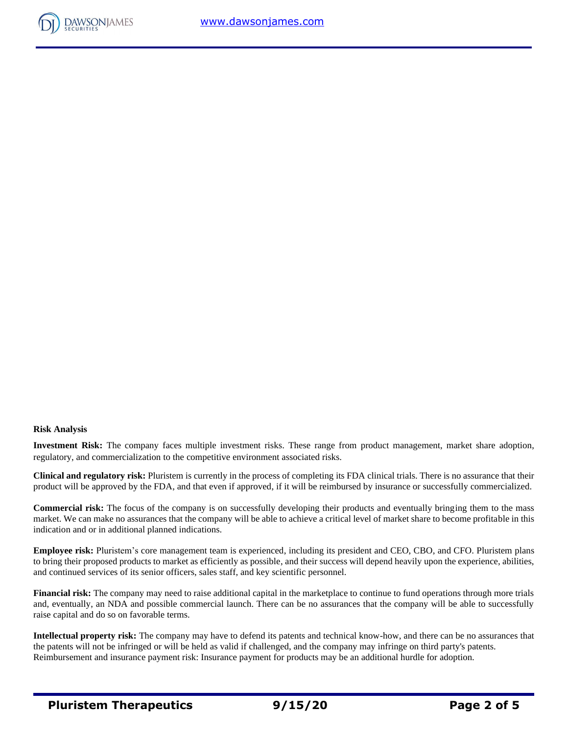**Risk Analysis**

**Investment Risk:** The company faces multiple investment risks. These range from product management, market share adoption, regulatory, and commercialization to the competitive environment associated risks.

**Clinical and regulatory risk:** Pluristem is currently in the process of completing its FDA clinical trials. There is no assurance that their product will be approved by the FDA, and that even if approved, if it will be reimbursed by insurance or successfully commercialized.

**Commercial risk:** The focus of the company is on successfully developing their products and eventually bringing them to the mass market. We can make no assurances that the company will be able to achieve a critical level of market share to become profitable in this indication and or in additional planned indications.

**Employee risk:** Pluristem's core management team is experienced, including its president and CEO, CBO, and CFO. Pluristem plans to bring their proposed products to market as efficiently as possible, and their success will depend heavily upon the experience, abilities, and continued services of its senior officers, sales staff, and key scientific personnel.

**Financial risk:** The company may need to raise additional capital in the marketplace to continue to fund operations through more trials and, eventually, an NDA and possible commercial launch. There can be no assurances that the company will be able to successfully raise capital and do so on favorable terms.

**Intellectual property risk:** The company may have to defend its patents and technical know-how, and there can be no assurances that the patents will not be infringed or will be held as valid if challenged, and the company may infringe on third party's patents. Reimbursement and insurance payment risk: Insurance payment for products may be an additional hurdle for adoption.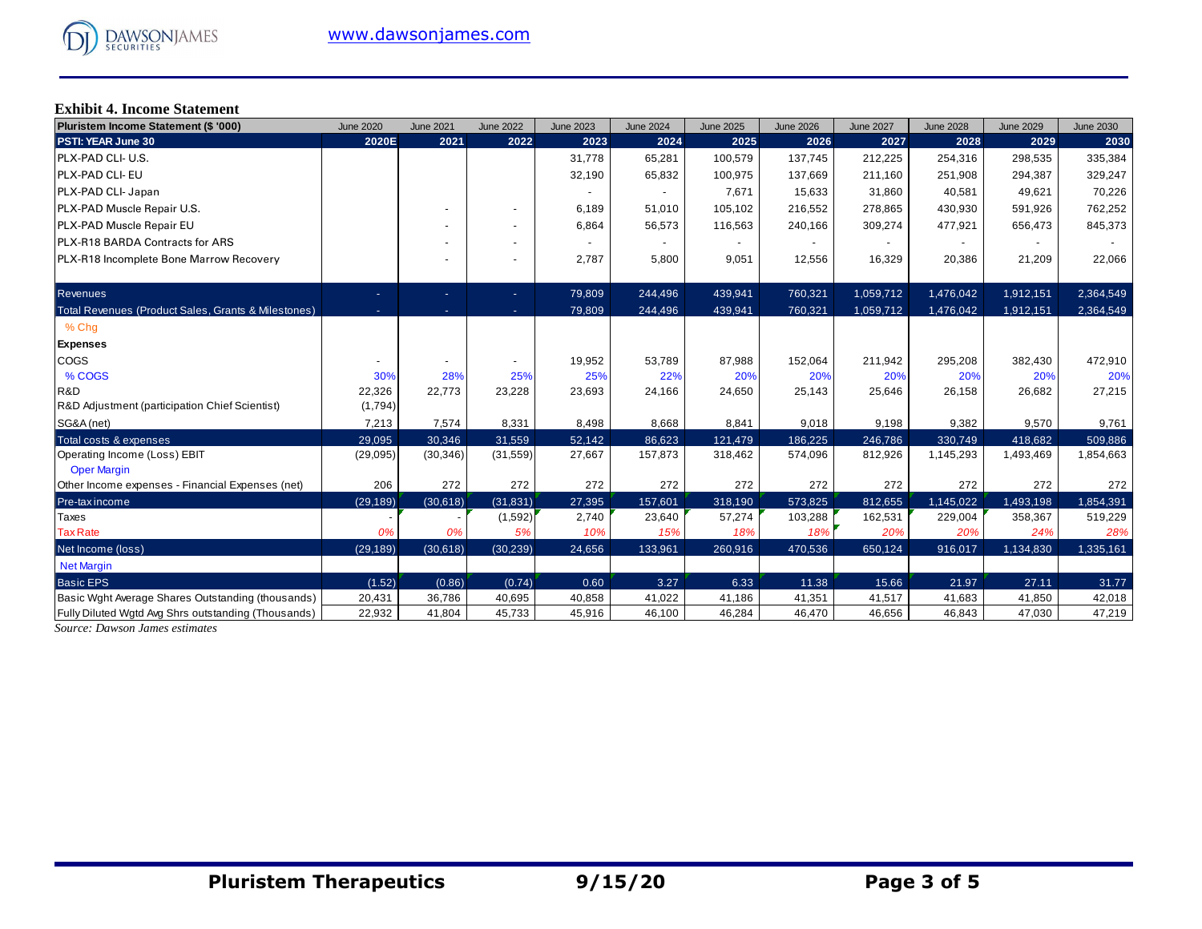### Exhibit 4. Income Statement

| Pluristem Income Statement ($ '000) | June 2020 | June 2021 | June 2022 | June 2023 | June 2024 | June 2025 | June 2026 | June 2027 | June 2028 | June 2029 | June 2030 |
|---|---|---|---|---|---|---|---|---|---|---|---|
| **PSTI: YEAR June 30** | **2020E** | **2021** | **2022** | **2023** | **2024** | **2025** | **2026** | **2027** | **2028** | **2029** | **2030** |
| PLX-PAD CLI- U.S. | | | | 31,778 | 65,281 | 100,579 | 137,745 | 212,225 | 254,316 | 298,535 | 335,384 |
| PLX-PAD CLI- EU | | | | 32,190 | 65,832 | 100,975 | 137,669 | 211,160 | 251,908 | 294,387 | 329,247 |
| PLX-PAD CLI- Japan | | | | - | - | 7,671 | 15,633 | 31,860 | 40,581 | 49,621 | 70,226 |
| PLX-PAD Muscle Repair U.S. | | - | - | 6,189 | 51,010 | 105,102 | 216,552 | 278,865 | 430,930 | 591,926 | 762,252 |
| PLX-PAD Muscle Repair EU | | - | - | 6,864 | 56,573 | 116,563 | 240,166 | 309,274 | 477,921 | 656,473 | 845,373 |
| PLX-R18 BARDA Contracts for ARS | | - | - | - | - | - | - | - | - | - | - |
| PLX-R18 Incomplete Bone Marrow Recovery | | - | - | 2,787 | 5,800 | 9,051 | 12,556 | 16,329 | 20,386 | 21,209 | 22,066 |
| Revenues | - | - | - | 79,809 | 244,496 | 439,941 | 760,321 | 1,059,712 | 1,476,042 | 1,912,151 | 2,364,549 |
| Total Revenues (Product Sales, Grants & Milestones) | - | - | - | 79,809 | 244,496 | 439,941 | 760,321 | 1,059,712 | 1,476,042 | 1,912,151 | 2,364,549 |
| % Chg | | | | | | | | | | | |
| **Expenses** | | | | | | | | | | | |
| COGS | - | - | - | 19,952 | 53,789 | 87,988 | 152,064 | 211,942 | 295,208 | 382,430 | 472,910 |
| % COGS | 30% | 28% | 25% | 25% | 22% | 20% | 20% | 20% | 20% | 20% | 20% |
| R&D | 22,326 | 22,773 | 23,228 | 23,693 | 24,166 | 24,650 | 25,143 | 25,646 | 26,158 | 26,682 | 27,215 |
| R&D Adjustment (participation Chief Scientist) | (1,794) | | | | | | | | | | |
| SG&A (net) | 7,213 | 7,574 | 8,331 | 8,498 | 8,668 | 8,841 | 9,018 | 9,198 | 9,382 | 9,570 | 9,761 |
| Total costs & expenses | 29,095 | 30,346 | 31,559 | 52,142 | 86,623 | 121,479 | 186,225 | 246,786 | 330,749 | 418,682 | 509,886 |
| Operating Income (Loss) EBIT | (29,095) | (30,346) | (31,559) | 27,667 | 157,873 | 318,462 | 574,096 | 812,926 | 1,145,293 | 1,493,469 | 1,854,663 |
| Oper Margin | | | | | | | | | | | |
| Other Income expenses - Financial Expenses (net) | 206 | 272 | 272 | 272 | 272 | 272 | 272 | 272 | 272 | 272 | 272 |
| Pre-tax income | (29,189) | (30,618) | (31,831) | 27,395 | 157,601 | 318,190 | 573,825 | 812,655 | 1,145,022 | 1,493,198 | 1,854,391 |
| Taxes | - | - | (1,592) | 2,740 | 23,640 | 57,274 | 103,288 | 162,531 | 229,004 | 358,367 | 519,229 |
| Tax Rate | 0% | 0% | 5% | 10% | 15% | 18% | 18% | 20% | 20% | 24% | 28% |
| Net Income (loss) | (29,189) | (30,618) | (30,239) | 24,656 | 133,961 | 260,916 | 470,536 | 650,124 | 916,017 | 1,134,830 | 1,335,161 |
| Net Margin | | | | | | | | | | | |
| Basic EPS | (1.52) | (0.86) | (0.74) | 0.60 | 3.27 | 6.33 | 11.38 | 15.66 | 21.97 | 27.11 | 31.77 |
| Basic Wght Average Shares Outstanding (thousands) | 20,431 | 36,786 | 40,695 | 40,858 | 41,022 | 41,186 | 41,351 | 41,517 | 41,683 | 41,850 | 42,018 |
| Fully Diluted Wgtd Avg Shrs outstanding (Thousands) | 22,932 | 41,804 | 45,733 | 45,916 | 46,100 | 46,284 | 46,470 | 46,656 | 46,843 | 47,030 | 47,219 |

*Source: Dawson James estimates*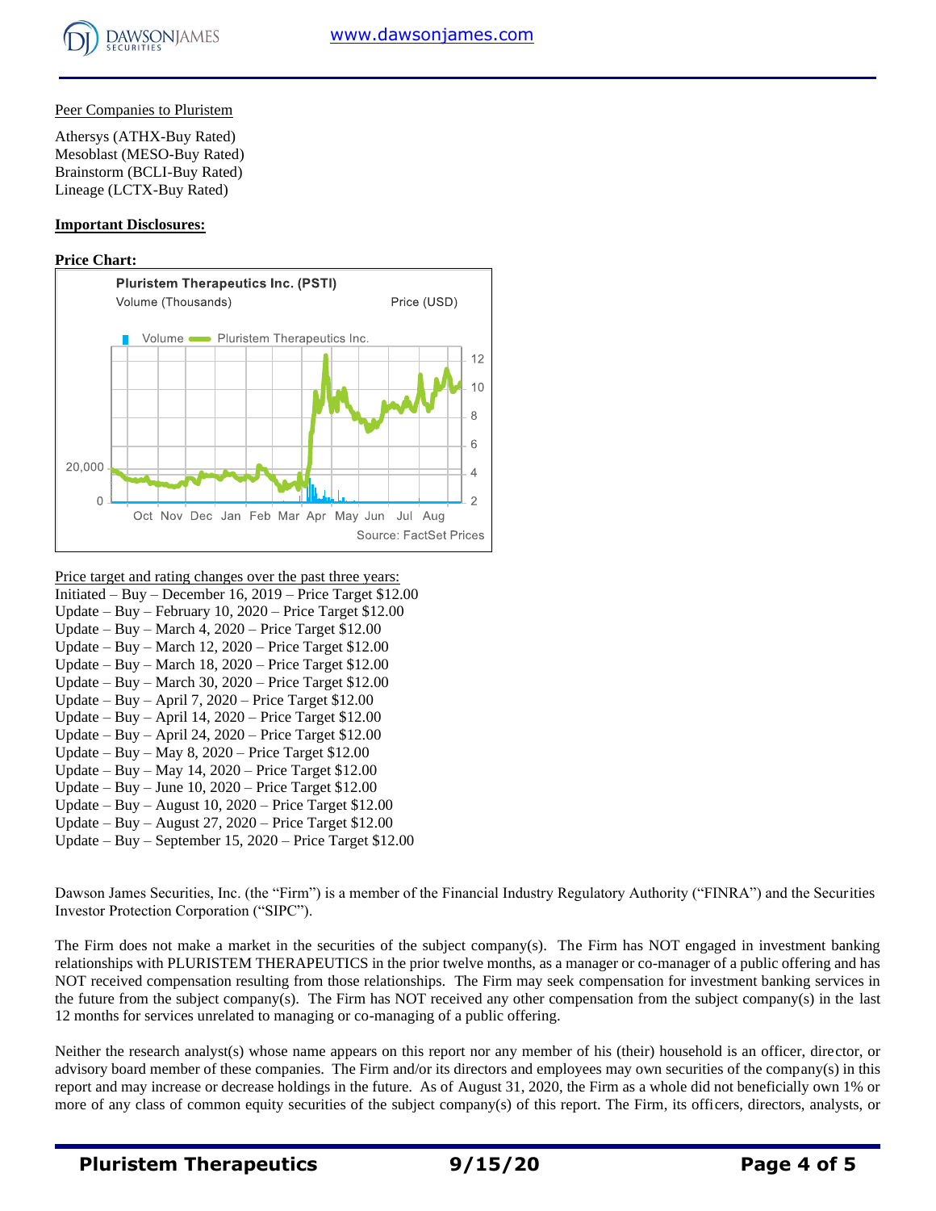Peer Companies to Pluristem

Athersys (ATHX-Buy Rated)
Mesoblast (MESO-Buy Rated)
Brainstorm (BCLI-Buy Rated)
Lineage (LCTX-Buy Rated)

**Important Disclosures:**

**Price Chart:**

Pluristem Therapeutics Inc. (PSTI)

Volume (Thousands) Price (USD)

Volume — Pluristem Therapeutics Inc.

Source: FactSet Prices

Price target and rating changes over the past three years:

Initiated – Buy – December 16, 2019 – Price Target $12.00
Update – Buy – February 10, 2020 – Price Target $12.00
Update – Buy – March 4, 2020 – Price Target $12.00
Update – Buy – March 12, 2020 – Price Target $12.00
Update – Buy – March 18, 2020 – Price Target $12.00
Update – Buy – March 30, 2020 – Price Target $12.00
Update – Buy – April 7, 2020 – Price Target $12.00
Update – Buy – April 14, 2020 – Price Target $12.00
Update – Buy – April 24, 2020 – Price Target $12.00
Update – Buy – May 8, 2020 – Price Target $12.00
Update – Buy – May 14, 2020 – Price Target $12.00
Update – Buy – June 10, 2020 – Price Target $12.00
Update – Buy – August 10, 2020 – Price Target $12.00
Update – Buy – August 27, 2020 – Price Target $12.00
Update – Buy – September 15, 2020 – Price Target $12.00

Dawson James Securities, Inc. (the "Firm") is a member of the Financial Industry Regulatory Authority ("FINRA") and the Securities Investor Protection Corporation ("SIPC").

The Firm does not make a market in the securities of the subject company(s). The Firm has NOT engaged in investment banking relationships with PLURISTEM THERAPEUTICS in the prior twelve months, as a manager or co-manager of a public offering and has NOT received compensation resulting from those relationships. The Firm may seek compensation for investment banking services in the future from the subject company(s). The Firm has NOT received any other compensation from the subject company(s) in the last 12 months for services unrelated to managing or co-managing of a public offering.

Neither the research analyst(s) whose name appears on this report nor any member of his (their) household is an officer, director, or advisory board member of these companies. The Firm and/or its directors and employees may own securities of the company(s) in this report and may increase or decrease holdings in the future. As of August 31, 2020, the Firm as a whole did not beneficially own 1% or more of any class of common equity securities of the subject company(s) of this report. The Firm, its officers, directors, analysts, or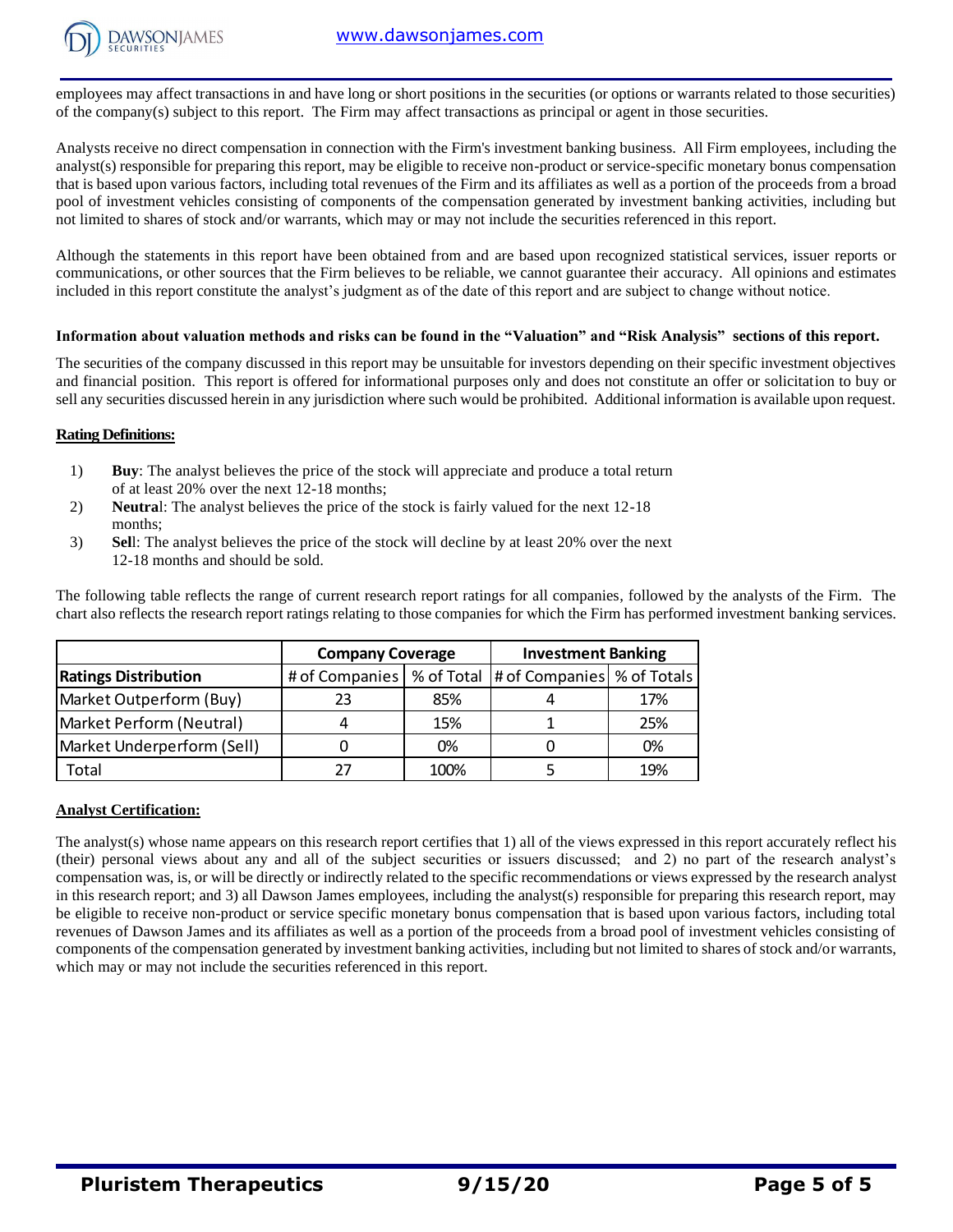employees may affect transactions in and have long or short positions in the securities (or options or warrants related to those securities) of the company(s) subject to this report. The Firm may affect transactions as principal or agent in those securities.

Analysts receive no direct compensation in connection with the Firm's investment banking business. All Firm employees, including the analyst(s) responsible for preparing this report, may be eligible to receive non-product or service-specific monetary bonus compensation that is based upon various factors, including total revenues of the Firm and its affiliates as well as a portion of the proceeds from a broad pool of investment vehicles consisting of components of the compensation generated by investment banking activities, including but not limited to shares of stock and/or warrants, which may or may not include the securities referenced in this report.

Although the statements in this report have been obtained from and are based upon recognized statistical services, issuer reports or communications, or other sources that the Firm believes to be reliable, we cannot guarantee their accuracy. All opinions and estimates included in this report constitute the analyst's judgment as of the date of this report and are subject to change without notice.

**Information about valuation methods and risks can be found in the "Valuation" and "Risk Analysis" sections of this report.**

The securities of the company discussed in this report may be unsuitable for investors depending on their specific investment objectives and financial position. This report is offered for informational purposes only and does not constitute an offer or solicitation to buy or sell any securities discussed herein in any jurisdiction where such would be prohibited. Additional information is available upon request.

**Rating Definitions:**

1) **Buy**: The analyst believes the price of the stock will appreciate and produce a total return of at least 20% over the next 12-18 months;
2) **Neutral**: The analyst believes the price of the stock is fairly valued for the next 12-18 months;
3) **Sell**: The analyst believes the price of the stock will decline by at least 20% over the next 12-18 months and should be sold.

The following table reflects the range of current research report ratings for all companies, followed by the analysts of the Firm. The chart also reflects the research report ratings relating to those companies for which the Firm has performed investment banking services.

| | Company Coverage | | Investment Banking | |
|---|---|---|---|---|
| **Ratings Distribution** | # of Companies | % of Total | # of Companies | % of Totals |
| Market Outperform (Buy) | 23 | 85% | 4 | 17% |
| Market Perform (Neutral) | 4 | 15% | 1 | 25% |
| Market Underperform (Sell) | 0 | 0% | 0 | 0% |
| Total | 27 | 100% | 5 | 19% |

**Analyst Certification:**

The analyst(s) whose name appears on this research report certifies that 1) all of the views expressed in this report accurately reflect his (their) personal views about any and all of the subject securities or issuers discussed; and 2) no part of the research analyst's compensation was, is, or will be directly or indirectly related to the specific recommendations or views expressed by the research analyst in this research report; and 3) all Dawson James employees, including the analyst(s) responsible for preparing this research report, may be eligible to receive non-product or service specific monetary bonus compensation that is based upon various factors, including total revenues of Dawson James and its affiliates as well as a portion of the proceeds from a broad pool of investment vehicles consisting of components of the compensation generated by investment banking activities, including but not limited to shares of stock and/or warrants, which may or may not include the securities referenced in this report.